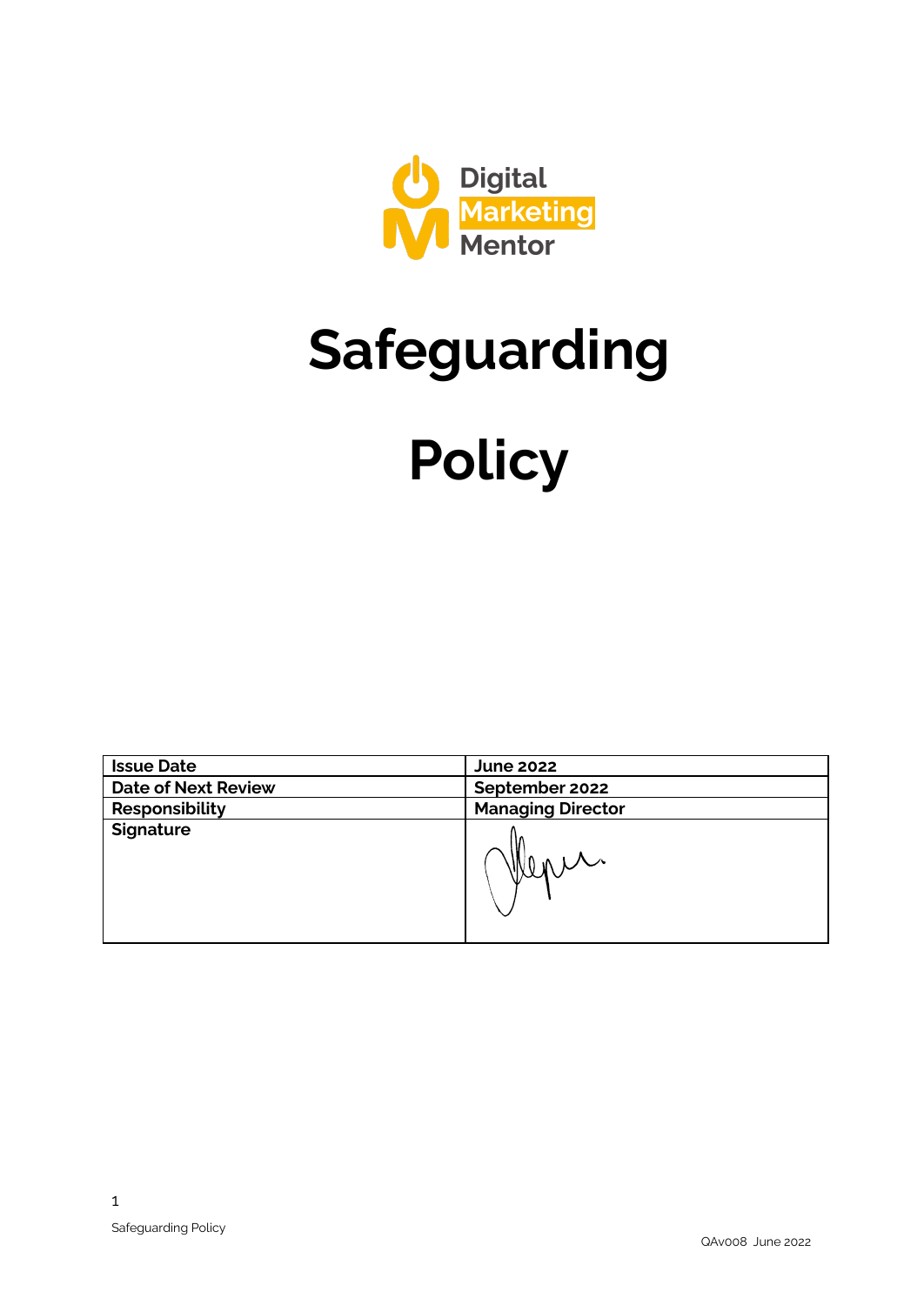Digital Marketing Mentor

# Safeguarding Policy

| Issue Date | June 2022 |
| --- | --- |
| Date of Next Review | September 2022 |
| Responsibility | Managing Director |
| Signature | |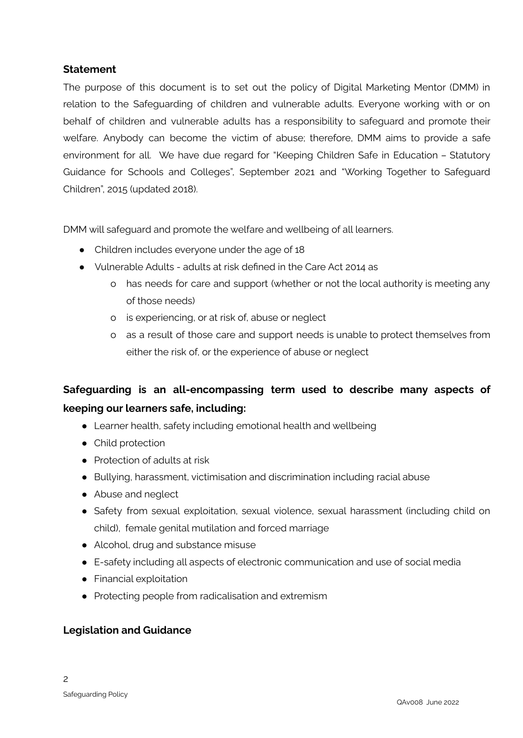## Statement

The purpose of this document is to set out the policy of Digital Marketing Mentor (DMM) in relation to the Safeguarding of children and vulnerable adults. Everyone working with or on behalf of children and vulnerable adults has a responsibility to safeguard and promote their welfare. Anybody can become the victim of abuse; therefore, DMM aims to provide a safe environment for all. We have due regard for "Keeping Children Safe in Education – Statutory Guidance for Schools and Colleges", September 2021 and "Working Together to Safeguard Children", 2015 (updated 2018).

DMM will safeguard and promote the welfare and wellbeing of all learners.

- Children includes everyone under the age of 18
- Vulnerable Adults - adults at risk defined in the Care Act 2014 as
  - has needs for care and support (whether or not the local authority is meeting any of those needs)
  - is experiencing, or at risk of, abuse or neglect
  - as a result of those care and support needs is unable to protect themselves from either the risk of, or the experience of abuse or neglect

**Safeguarding is an all-encompassing term used to describe many aspects of keeping our learners safe, including:**

- Learner health, safety including emotional health and wellbeing
- Child protection
- Protection of adults at risk
- Bullying, harassment, victimisation and discrimination including racial abuse
- Abuse and neglect
- Safety from sexual exploitation, sexual violence, sexual harassment (including child on child), female genital mutilation and forced marriage
- Alcohol, drug and substance misuse
- E-safety including all aspects of electronic communication and use of social media
- Financial exploitation
- Protecting people from radicalisation and extremism

## Legislation and Guidance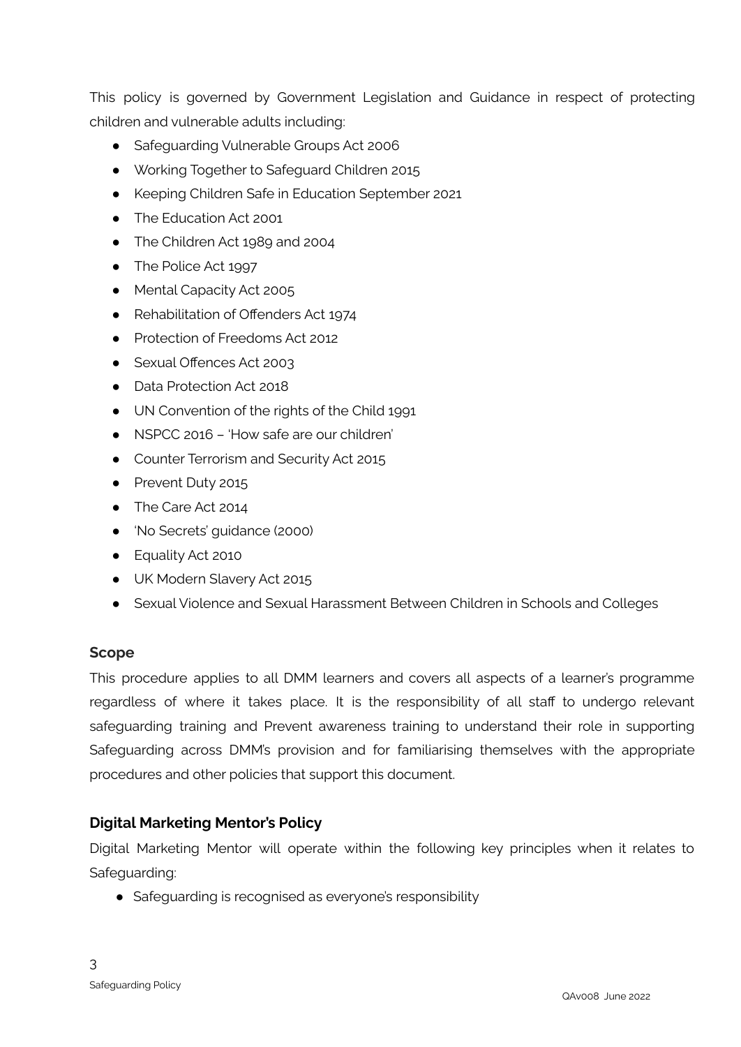This policy is governed by Government Legislation and Guidance in respect of protecting children and vulnerable adults including:

- Safeguarding Vulnerable Groups Act 2006
- Working Together to Safeguard Children 2015
- Keeping Children Safe in Education September 2021
- The Education Act 2001
- The Children Act 1989 and 2004
- The Police Act 1997
- Mental Capacity Act 2005
- Rehabilitation of Offenders Act 1974
- Protection of Freedoms Act 2012
- Sexual Offences Act 2003
- Data Protection Act 2018
- UN Convention of the rights of the Child 1991
- NSPCC 2016 – 'How safe are our children'
- Counter Terrorism and Security Act 2015
- Prevent Duty 2015
- The Care Act 2014
- 'No Secrets' guidance (2000)
- Equality Act 2010
- UK Modern Slavery Act 2015
- Sexual Violence and Sexual Harassment Between Children in Schools and Colleges

### Scope

This procedure applies to all DMM learners and covers all aspects of a learner's programme regardless of where it takes place. It is the responsibility of all staff to undergo relevant safeguarding training and Prevent awareness training to understand their role in supporting Safeguarding across DMM's provision and for familiarising themselves with the appropriate procedures and other policies that support this document.

### Digital Marketing Mentor's Policy

Digital Marketing Mentor will operate within the following key principles when it relates to Safeguarding:

- Safeguarding is recognised as everyone's responsibility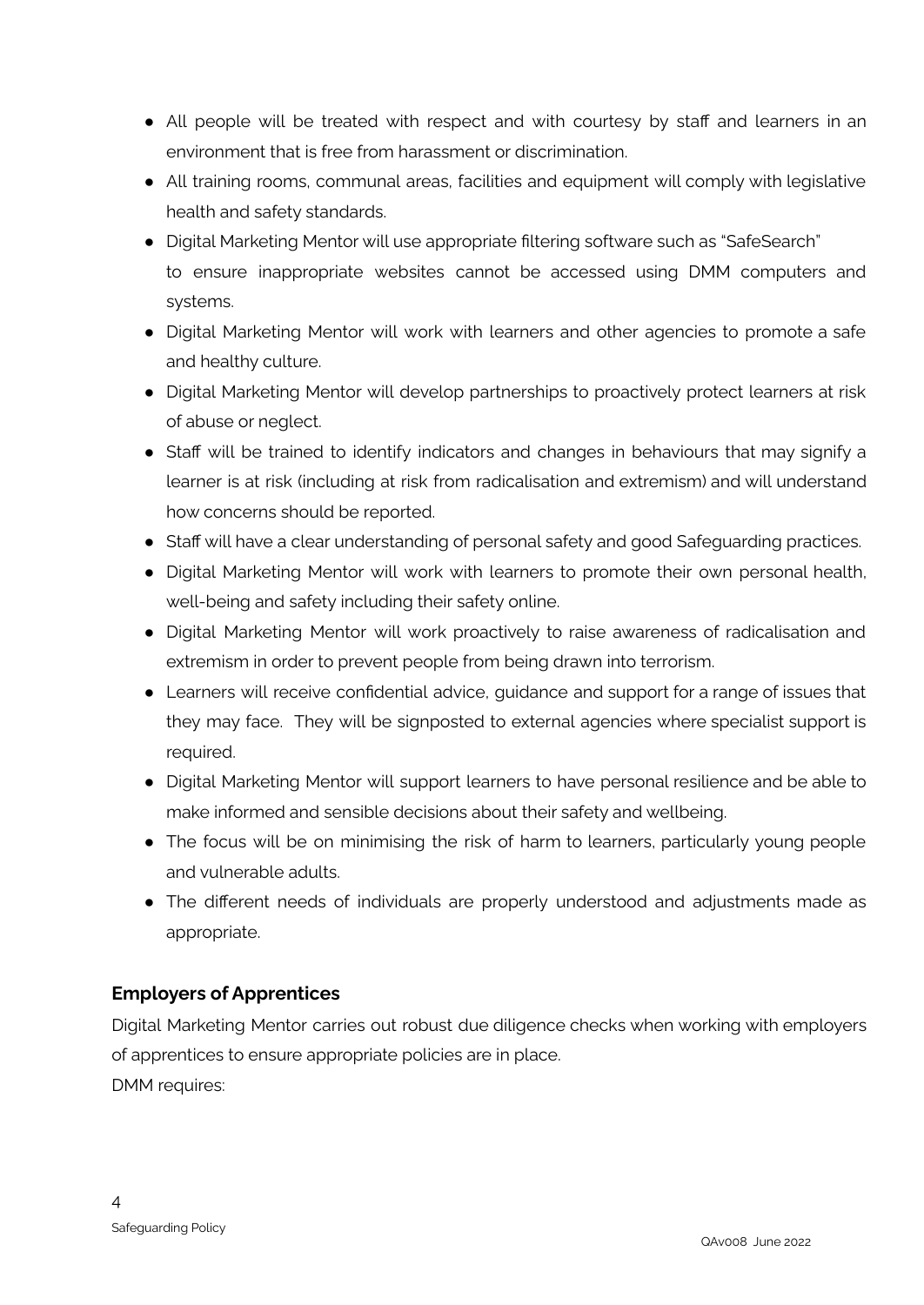- All people will be treated with respect and with courtesy by staff and learners in an environment that is free from harassment or discrimination.
- All training rooms, communal areas, facilities and equipment will comply with legislative health and safety standards.
- Digital Marketing Mentor will use appropriate filtering software such as "SafeSearch" to ensure inappropriate websites cannot be accessed using DMM computers and systems.
- Digital Marketing Mentor will work with learners and other agencies to promote a safe and healthy culture.
- Digital Marketing Mentor will develop partnerships to proactively protect learners at risk of abuse or neglect.
- Staff will be trained to identify indicators and changes in behaviours that may signify a learner is at risk (including at risk from radicalisation and extremism) and will understand how concerns should be reported.
- Staff will have a clear understanding of personal safety and good Safeguarding practices.
- Digital Marketing Mentor will work with learners to promote their own personal health, well-being and safety including their safety online.
- Digital Marketing Mentor will work proactively to raise awareness of radicalisation and extremism in order to prevent people from being drawn into terrorism.
- Learners will receive confidential advice, guidance and support for a range of issues that they may face. They will be signposted to external agencies where specialist support is required.
- Digital Marketing Mentor will support learners to have personal resilience and be able to make informed and sensible decisions about their safety and wellbeing.
- The focus will be on minimising the risk of harm to learners, particularly young people and vulnerable adults.
- The different needs of individuals are properly understood and adjustments made as appropriate.

### Employers of Apprentices

Digital Marketing Mentor carries out robust due diligence checks when working with employers of apprentices to ensure appropriate policies are in place.

DMM requires: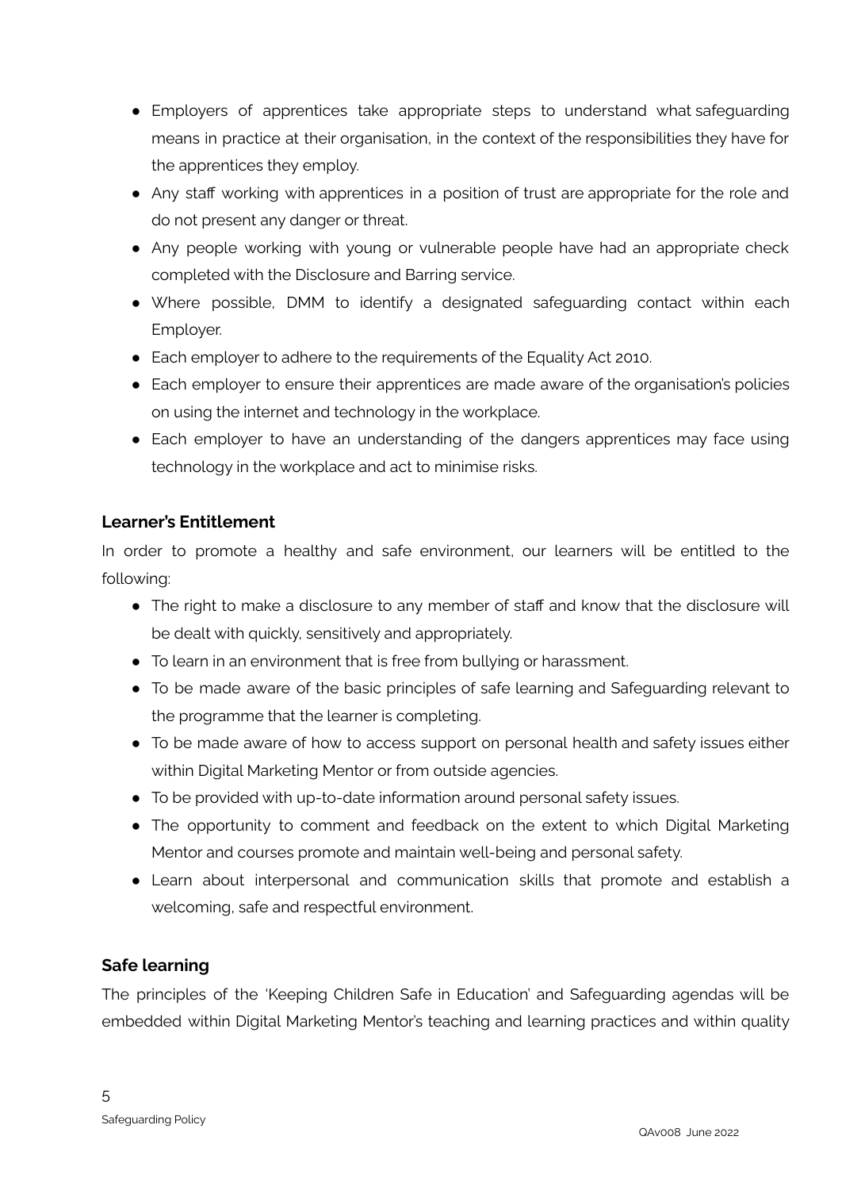- Employers of apprentices take appropriate steps to understand what safeguarding means in practice at their organisation, in the context of the responsibilities they have for the apprentices they employ.
- Any staff working with apprentices in a position of trust are appropriate for the role and do not present any danger or threat.
- Any people working with young or vulnerable people have had an appropriate check completed with the Disclosure and Barring service.
- Where possible, DMM to identify a designated safeguarding contact within each Employer.
- Each employer to adhere to the requirements of the Equality Act 2010.
- Each employer to ensure their apprentices are made aware of the organisation's policies on using the internet and technology in the workplace.
- Each employer to have an understanding of the dangers apprentices may face using technology in the workplace and act to minimise risks.

### Learner's Entitlement

In order to promote a healthy and safe environment, our learners will be entitled to the following:

- The right to make a disclosure to any member of staff and know that the disclosure will be dealt with quickly, sensitively and appropriately.
- To learn in an environment that is free from bullying or harassment.
- To be made aware of the basic principles of safe learning and Safeguarding relevant to the programme that the learner is completing.
- To be made aware of how to access support on personal health and safety issues either within Digital Marketing Mentor or from outside agencies.
- To be provided with up-to-date information around personal safety issues.
- The opportunity to comment and feedback on the extent to which Digital Marketing Mentor and courses promote and maintain well-being and personal safety.
- Learn about interpersonal and communication skills that promote and establish a welcoming, safe and respectful environment.

### Safe learning

The principles of the 'Keeping Children Safe in Education' and Safeguarding agendas will be embedded within Digital Marketing Mentor's teaching and learning practices and within quality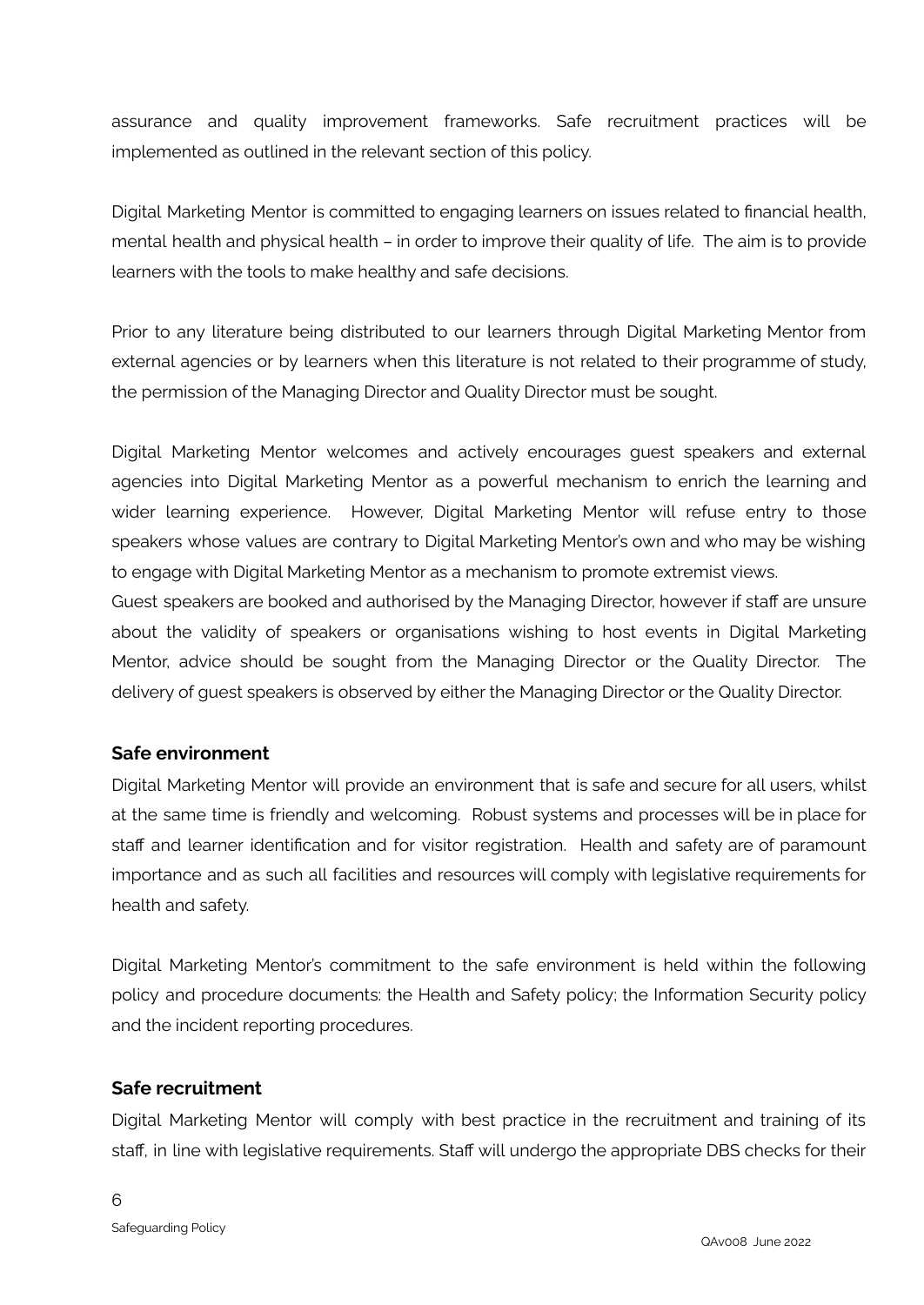assurance and quality improvement frameworks. Safe recruitment practices will be implemented as outlined in the relevant section of this policy.

Digital Marketing Mentor is committed to engaging learners on issues related to financial health, mental health and physical health – in order to improve their quality of life. The aim is to provide learners with the tools to make healthy and safe decisions.

Prior to any literature being distributed to our learners through Digital Marketing Mentor from external agencies or by learners when this literature is not related to their programme of study, the permission of the Managing Director and Quality Director must be sought.

Digital Marketing Mentor welcomes and actively encourages guest speakers and external agencies into Digital Marketing Mentor as a powerful mechanism to enrich the learning and wider learning experience. However, Digital Marketing Mentor will refuse entry to those speakers whose values are contrary to Digital Marketing Mentor's own and who may be wishing to engage with Digital Marketing Mentor as a mechanism to promote extremist views.
Guest speakers are booked and authorised by the Managing Director, however if staff are unsure about the validity of speakers or organisations wishing to host events in Digital Marketing Mentor, advice should be sought from the Managing Director or the Quality Director. The delivery of guest speakers is observed by either the Managing Director or the Quality Director.

**Safe environment**

Digital Marketing Mentor will provide an environment that is safe and secure for all users, whilst at the same time is friendly and welcoming. Robust systems and processes will be in place for staff and learner identification and for visitor registration. Health and safety are of paramount importance and as such all facilities and resources will comply with legislative requirements for health and safety.

Digital Marketing Mentor's commitment to the safe environment is held within the following policy and procedure documents: the Health and Safety policy; the Information Security policy and the incident reporting procedures.

**Safe recruitment**

Digital Marketing Mentor will comply with best practice in the recruitment and training of its staff, in line with legislative requirements. Staff will undergo the appropriate DBS checks for their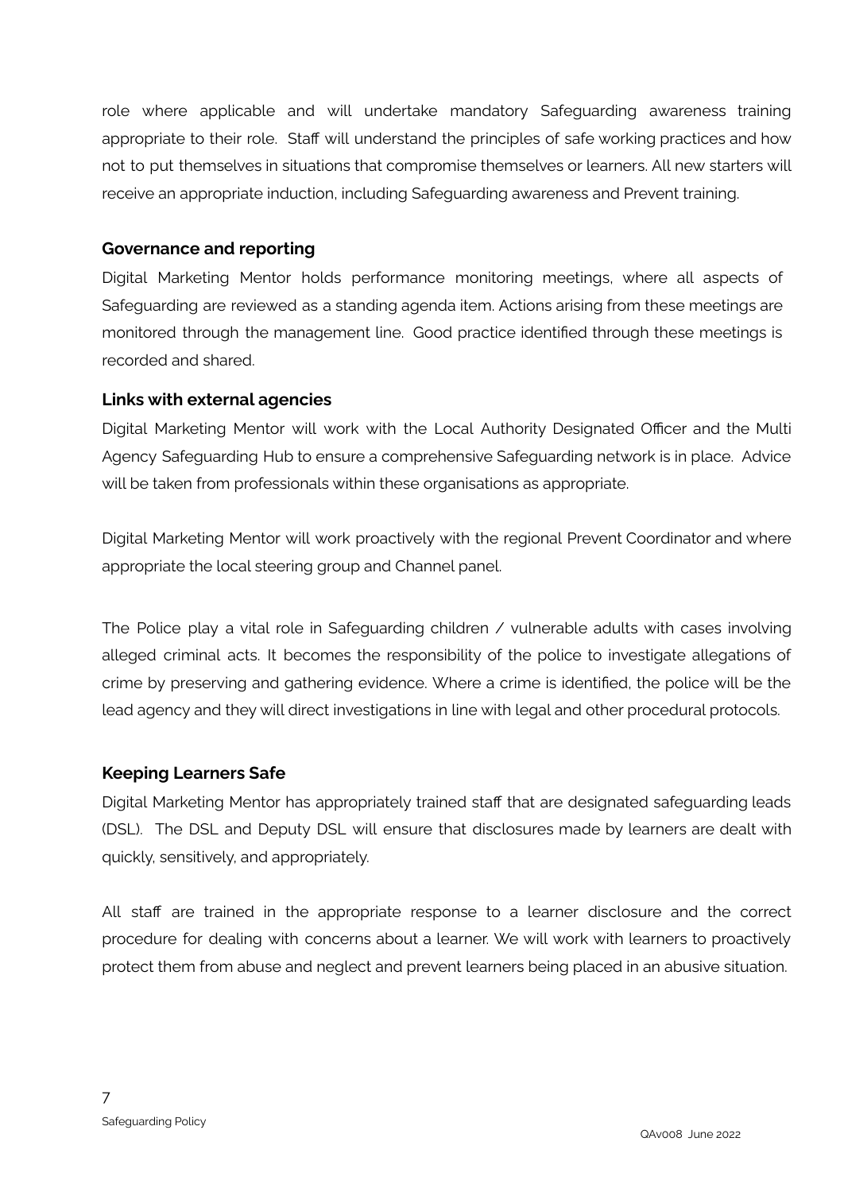role where applicable and will undertake mandatory Safeguarding awareness training appropriate to their role. Staff will understand the principles of safe working practices and how not to put themselves in situations that compromise themselves or learners. All new starters will receive an appropriate induction, including Safeguarding awareness and Prevent training.

**Governance and reporting**

Digital Marketing Mentor holds performance monitoring meetings, where all aspects of Safeguarding are reviewed as a standing agenda item. Actions arising from these meetings are monitored through the management line. Good practice identified through these meetings is recorded and shared.

**Links with external agencies**

Digital Marketing Mentor will work with the Local Authority Designated Officer and the Multi Agency Safeguarding Hub to ensure a comprehensive Safeguarding network is in place. Advice will be taken from professionals within these organisations as appropriate.

Digital Marketing Mentor will work proactively with the regional Prevent Coordinator and where appropriate the local steering group and Channel panel.

The Police play a vital role in Safeguarding children / vulnerable adults with cases involving alleged criminal acts. It becomes the responsibility of the police to investigate allegations of crime by preserving and gathering evidence. Where a crime is identified, the police will be the lead agency and they will direct investigations in line with legal and other procedural protocols.

**Keeping Learners Safe**

Digital Marketing Mentor has appropriately trained staff that are designated safeguarding leads (DSL). The DSL and Deputy DSL will ensure that disclosures made by learners are dealt with quickly, sensitively, and appropriately.

All staff are trained in the appropriate response to a learner disclosure and the correct procedure for dealing with concerns about a learner. We will work with learners to proactively protect them from abuse and neglect and prevent learners being placed in an abusive situation.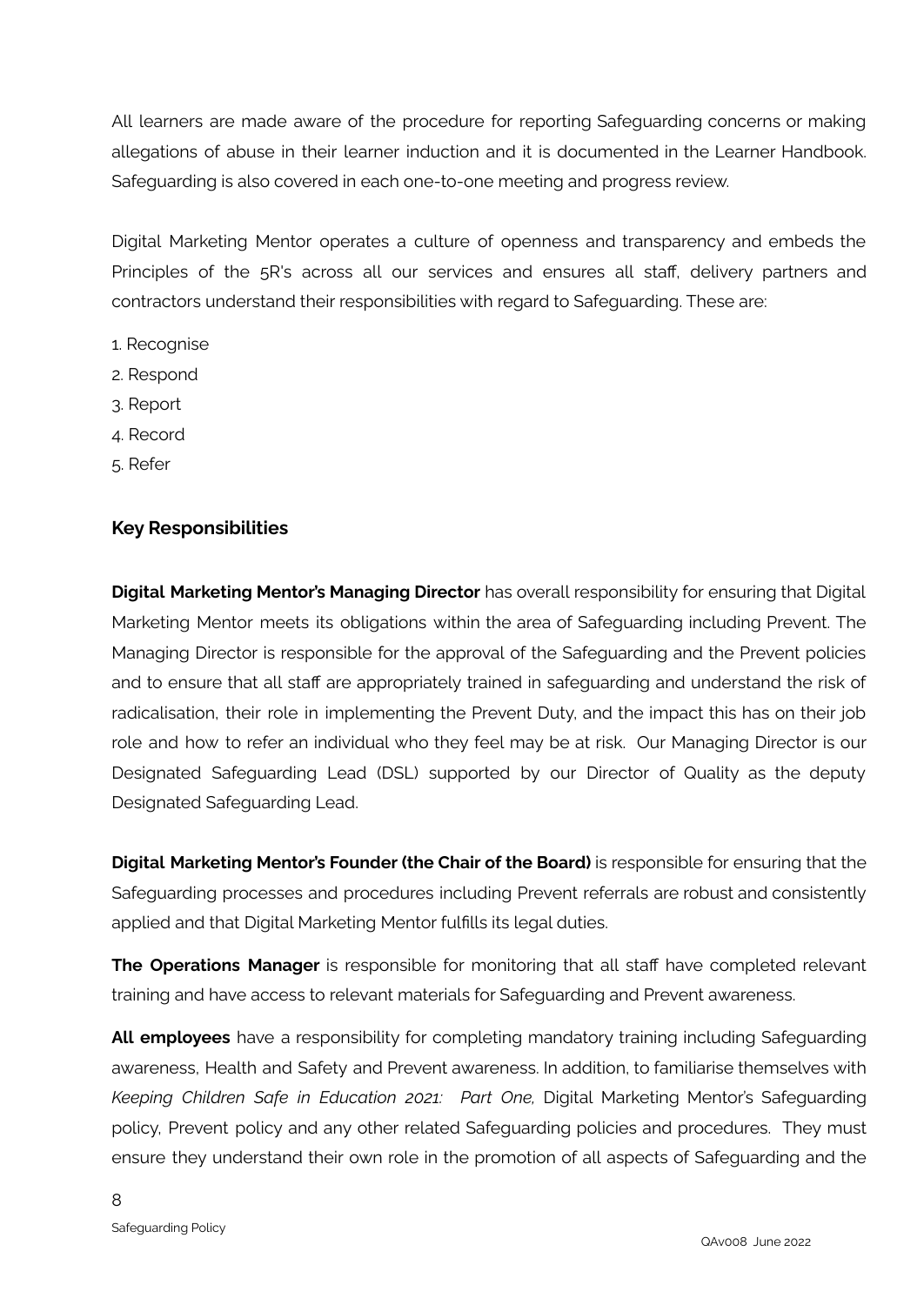All learners are made aware of the procedure for reporting Safeguarding concerns or making allegations of abuse in their learner induction and it is documented in the Learner Handbook. Safeguarding is also covered in each one-to-one meeting and progress review.

Digital Marketing Mentor operates a culture of openness and transparency and embeds the Principles of the 5R's across all our services and ensures all staff, delivery partners and contractors understand their responsibilities with regard to Safeguarding. These are:

1. Recognise
2. Respond
3. Report
4. Record
5. Refer

## Key Responsibilities

**Digital Marketing Mentor's Managing Director** has overall responsibility for ensuring that Digital Marketing Mentor meets its obligations within the area of Safeguarding including Prevent. The Managing Director is responsible for the approval of the Safeguarding and the Prevent policies and to ensure that all staff are appropriately trained in safeguarding and understand the risk of radicalisation, their role in implementing the Prevent Duty, and the impact this has on their job role and how to refer an individual who they feel may be at risk. Our Managing Director is our Designated Safeguarding Lead (DSL) supported by our Director of Quality as the deputy Designated Safeguarding Lead.

**Digital Marketing Mentor's Founder (the Chair of the Board)** is responsible for ensuring that the Safeguarding processes and procedures including Prevent referrals are robust and consistently applied and that Digital Marketing Mentor fulfills its legal duties.

**The Operations Manager** is responsible for monitoring that all staff have completed relevant training and have access to relevant materials for Safeguarding and Prevent awareness.

**All employees** have a responsibility for completing mandatory training including Safeguarding awareness, Health and Safety and Prevent awareness. In addition, to familiarise themselves with *Keeping Children Safe in Education 2021: Part One,* Digital Marketing Mentor's Safeguarding policy, Prevent policy and any other related Safeguarding policies and procedures. They must ensure they understand their own role in the promotion of all aspects of Safeguarding and the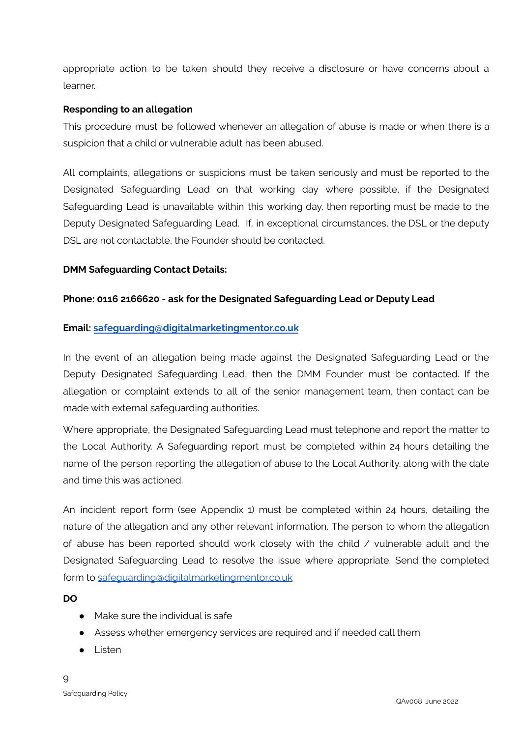appropriate action to be taken should they receive a disclosure or have concerns about a learner.

**Responding to an allegation**

This procedure must be followed whenever an allegation of abuse is made or when there is a suspicion that a child or vulnerable adult has been abused.

All complaints, allegations or suspicions must be taken seriously and must be reported to the Designated Safeguarding Lead on that working day where possible, if the Designated Safeguarding Lead is unavailable within this working day, then reporting must be made to the Deputy Designated Safeguarding Lead. If, in exceptional circumstances, the DSL or the deputy DSL are not contactable, the Founder should be contacted.

**DMM Safeguarding Contact Details:**

**Phone: 0116 2166620 - ask for the Designated Safeguarding Lead or Deputy Lead**

**Email: [safeguarding@digitalmarketingmentor.co.uk](mailto:safeguarding@digitalmarketingmentor.co.uk)**

In the event of an allegation being made against the Designated Safeguarding Lead or the Deputy Designated Safeguarding Lead, then the DMM Founder must be contacted. If the allegation or complaint extends to all of the senior management team, then contact can be made with external safeguarding authorities.

Where appropriate, the Designated Safeguarding Lead must telephone and report the matter to the Local Authority. A Safeguarding report must be completed within 24 hours detailing the name of the person reporting the allegation of abuse to the Local Authority, along with the date and time this was actioned.

An incident report form (see Appendix 1) must be completed within 24 hours, detailing the nature of the allegation and any other relevant information. The person to whom the allegation of abuse has been reported should work closely with the child / vulnerable adult and the Designated Safeguarding Lead to resolve the issue where appropriate. Send the completed form to [safeguarding@digitalmarketingmentor.co.uk](mailto:safeguarding@digitalmarketingmentor.co.uk)

**DO**

- Make sure the individual is safe
- Assess whether emergency services are required and if needed call them
- Listen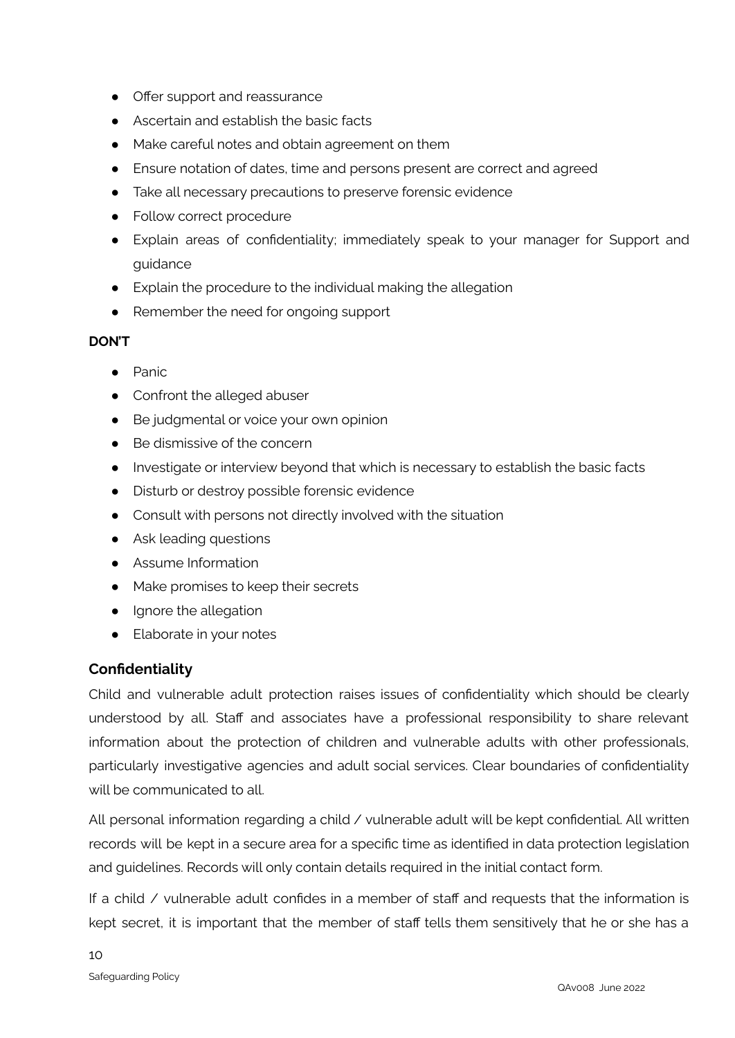- Offer support and reassurance
- Ascertain and establish the basic facts
- Make careful notes and obtain agreement on them
- Ensure notation of dates, time and persons present are correct and agreed
- Take all necessary precautions to preserve forensic evidence
- Follow correct procedure
- Explain areas of confidentiality; immediately speak to your manager for Support and guidance
- Explain the procedure to the individual making the allegation
- Remember the need for ongoing support

**DON'T**

- Panic
- Confront the alleged abuser
- Be judgmental or voice your own opinion
- Be dismissive of the concern
- Investigate or interview beyond that which is necessary to establish the basic facts
- Disturb or destroy possible forensic evidence
- Consult with persons not directly involved with the situation
- Ask leading questions
- Assume Information
- Make promises to keep their secrets
- Ignore the allegation
- Elaborate in your notes

## Confidentiality

Child and vulnerable adult protection raises issues of confidentiality which should be clearly understood by all. Staff and associates have a professional responsibility to share relevant information about the protection of children and vulnerable adults with other professionals, particularly investigative agencies and adult social services. Clear boundaries of confidentiality will be communicated to all.

All personal information regarding a child / vulnerable adult will be kept confidential. All written records will be kept in a secure area for a specific time as identified in data protection legislation and guidelines. Records will only contain details required in the initial contact form.

If a child / vulnerable adult confides in a member of staff and requests that the information is kept secret, it is important that the member of staff tells them sensitively that he or she has a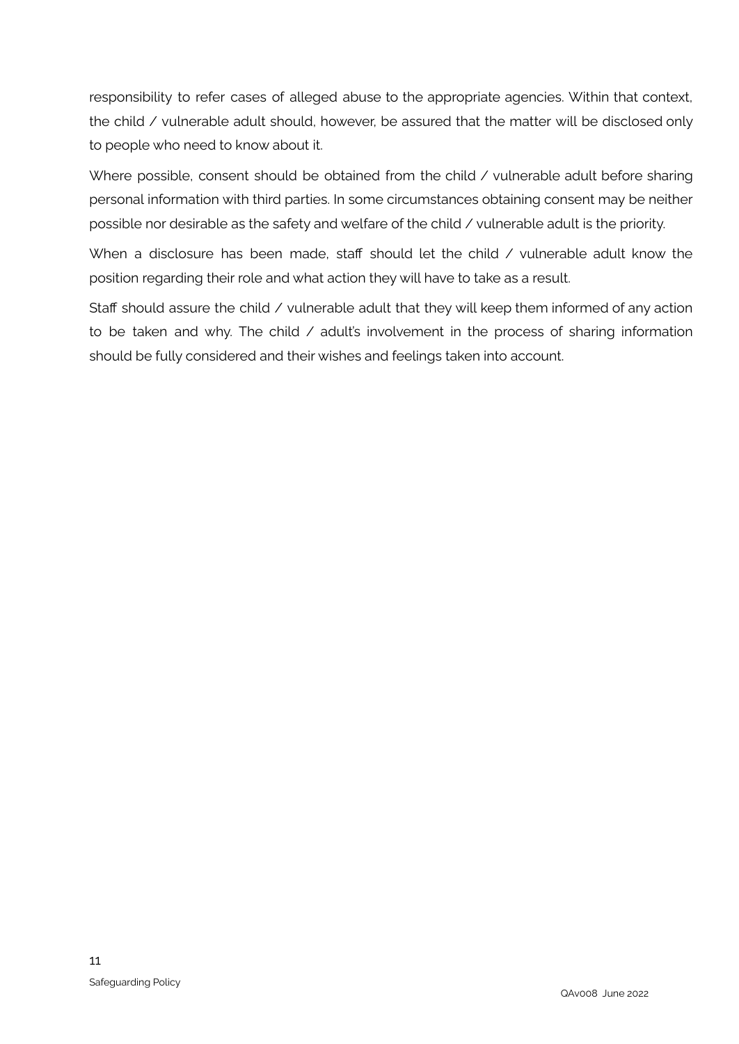responsibility to refer cases of alleged abuse to the appropriate agencies. Within that context, the child / vulnerable adult should, however, be assured that the matter will be disclosed only to people who need to know about it.

Where possible, consent should be obtained from the child / vulnerable adult before sharing personal information with third parties. In some circumstances obtaining consent may be neither possible nor desirable as the safety and welfare of the child / vulnerable adult is the priority.

When a disclosure has been made, staff should let the child / vulnerable adult know the position regarding their role and what action they will have to take as a result.

Staff should assure the child / vulnerable adult that they will keep them informed of any action to be taken and why. The child / adult's involvement in the process of sharing information should be fully considered and their wishes and feelings taken into account.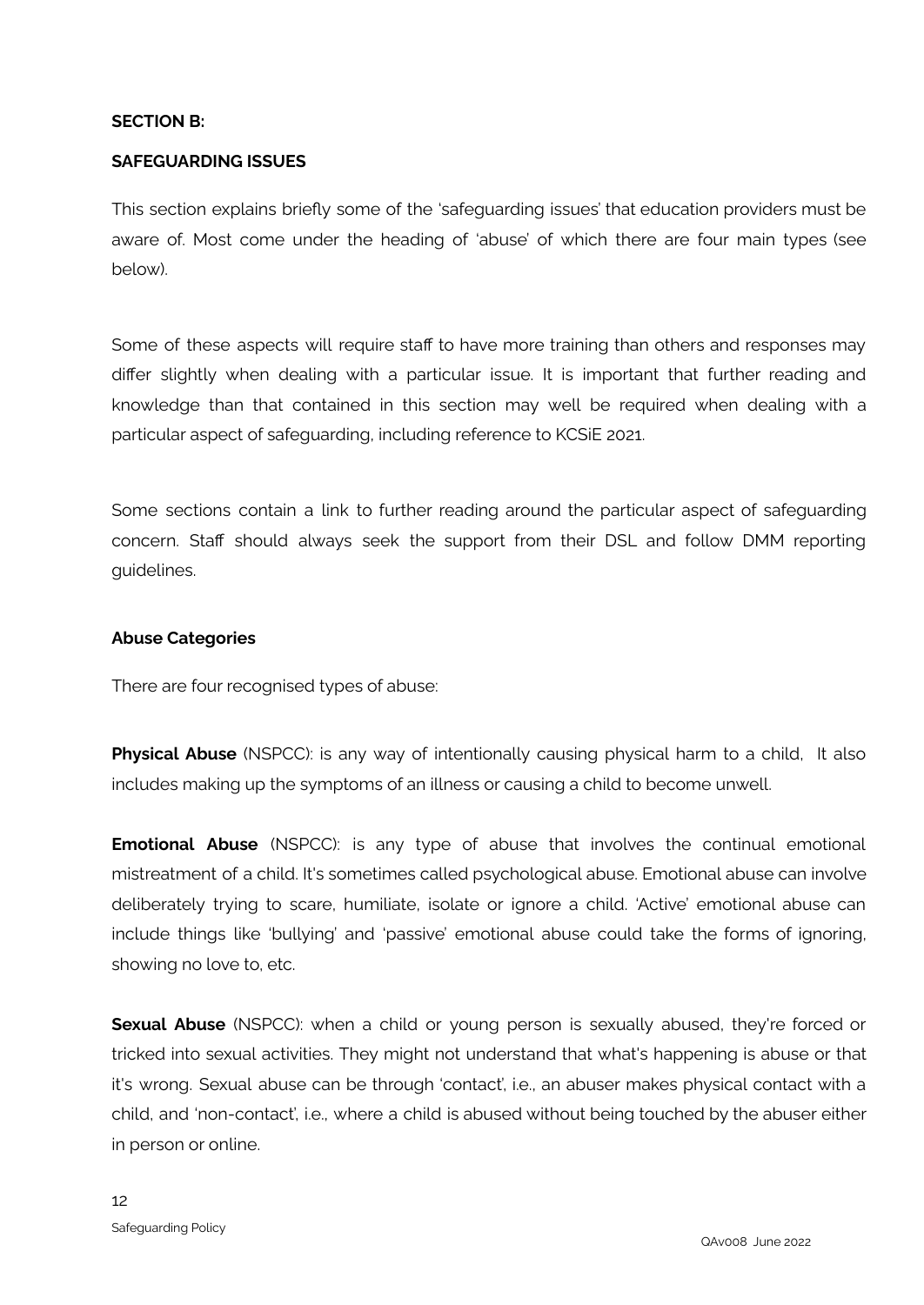**SECTION B:**

**SAFEGUARDING ISSUES**

This section explains briefly some of the 'safeguarding issues' that education providers must be aware of. Most come under the heading of 'abuse' of which there are four main types (see below).

Some of these aspects will require staff to have more training than others and responses may differ slightly when dealing with a particular issue. It is important that further reading and knowledge than that contained in this section may well be required when dealing with a particular aspect of safeguarding, including reference to KCSiE 2021.

Some sections contain a link to further reading around the particular aspect of safeguarding concern. Staff should always seek the support from their DSL and follow DMM reporting guidelines.

**Abuse Categories**

There are four recognised types of abuse:

**Physical Abuse** (NSPCC): is any way of intentionally causing physical harm to a child, It also includes making up the symptoms of an illness or causing a child to become unwell.

**Emotional Abuse** (NSPCC): is any type of abuse that involves the continual emotional mistreatment of a child. It's sometimes called psychological abuse. Emotional abuse can involve deliberately trying to scare, humiliate, isolate or ignore a child. 'Active' emotional abuse can include things like 'bullying' and 'passive' emotional abuse could take the forms of ignoring, showing no love to, etc.

**Sexual Abuse** (NSPCC): when a child or young person is sexually abused, they're forced or tricked into sexual activities. They might not understand that what's happening is abuse or that it's wrong. Sexual abuse can be through 'contact', i.e., an abuser makes physical contact with a child, and 'non-contact', i.e., where a child is abused without being touched by the abuser either in person or online.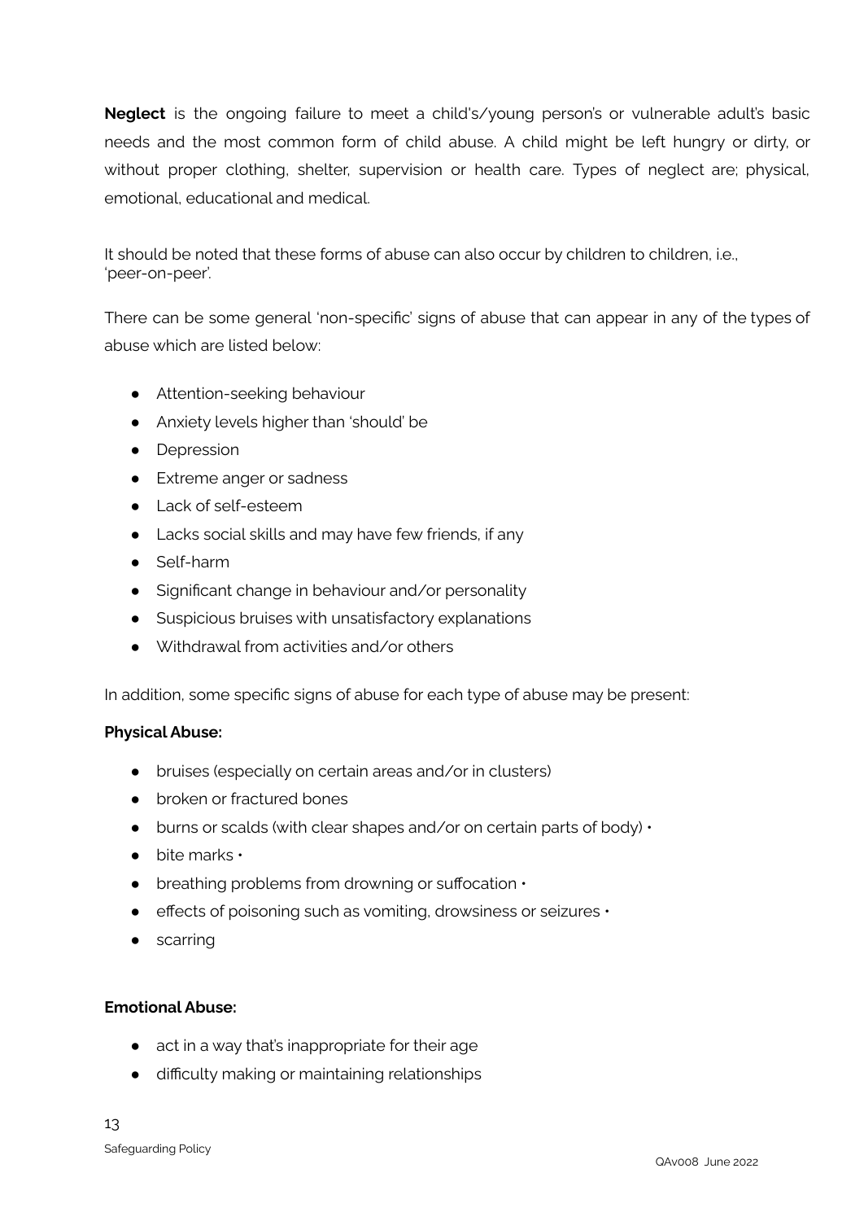**Neglect** is the ongoing failure to meet a child's/young person's or vulnerable adult's basic needs and the most common form of child abuse. A child might be left hungry or dirty, or without proper clothing, shelter, supervision or health care. Types of neglect are; physical, emotional, educational and medical.

It should be noted that these forms of abuse can also occur by children to children, i.e., 'peer-on-peer'.

There can be some general 'non-specific' signs of abuse that can appear in any of the types of abuse which are listed below:

- Attention-seeking behaviour
- Anxiety levels higher than 'should' be
- Depression
- Extreme anger or sadness
- Lack of self-esteem
- Lacks social skills and may have few friends, if any
- Self-harm
- Significant change in behaviour and/or personality
- Suspicious bruises with unsatisfactory explanations
- Withdrawal from activities and/or others

In addition, some specific signs of abuse for each type of abuse may be present:

**Physical Abuse:**

- bruises (especially on certain areas and/or in clusters)
- broken or fractured bones
- burns or scalds (with clear shapes and/or on certain parts of body) •
- bite marks •
- breathing problems from drowning or suffocation •
- effects of poisoning such as vomiting, drowsiness or seizures •
- scarring

**Emotional Abuse:**

- act in a way that's inappropriate for their age
- difficulty making or maintaining relationships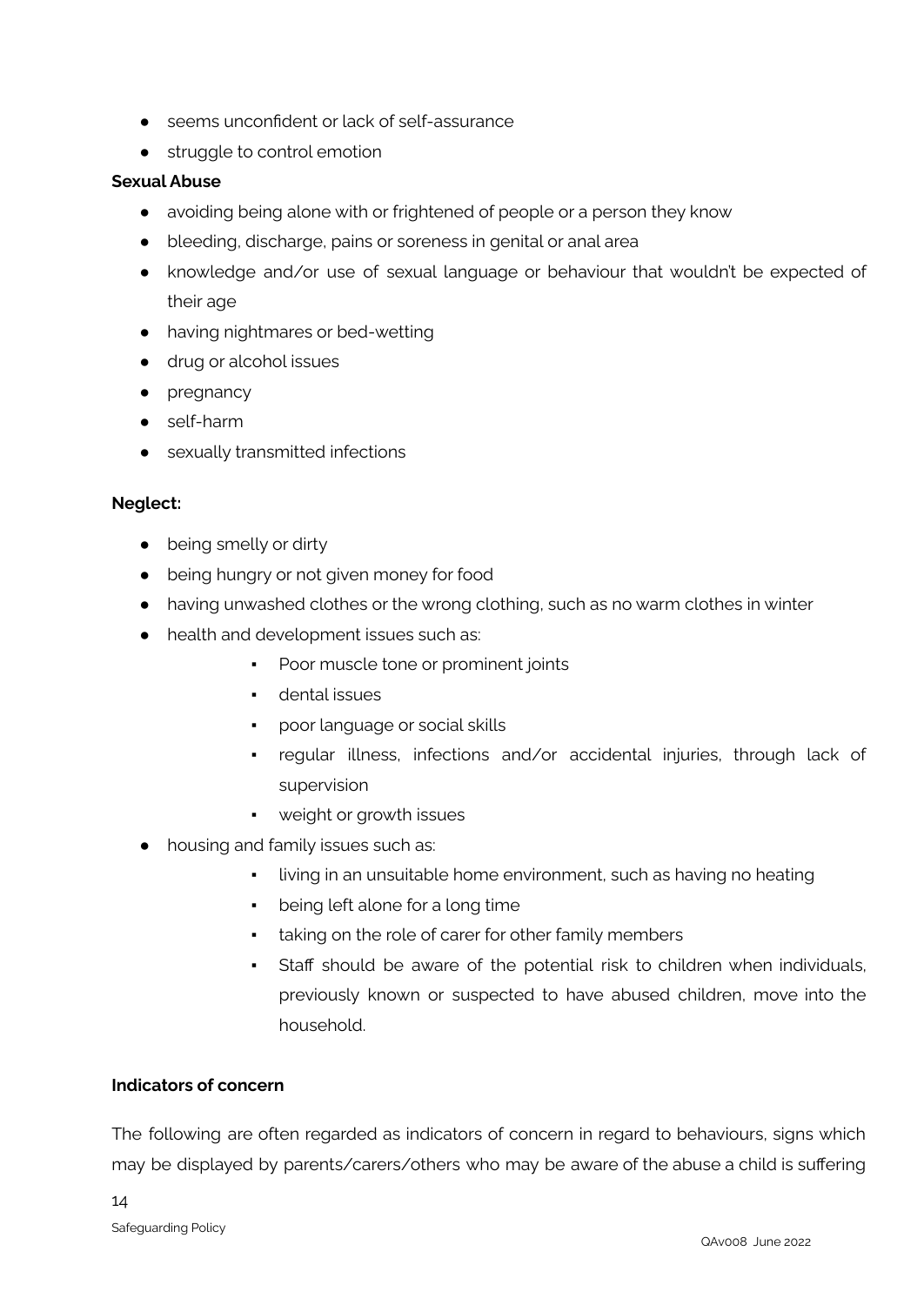- seems unconfident or lack of self-assurance
- struggle to control emotion

**Sexual Abuse**

- avoiding being alone with or frightened of people or a person they know
- bleeding, discharge, pains or soreness in genital or anal area
- knowledge and/or use of sexual language or behaviour that wouldn't be expected of their age
- having nightmares or bed-wetting
- drug or alcohol issues
- pregnancy
- self-harm
- sexually transmitted infections

**Neglect:**

- being smelly or dirty
- being hungry or not given money for food
- having unwashed clothes or the wrong clothing, such as no warm clothes in winter
- health and development issues such as:
    - Poor muscle tone or prominent joints
    - dental issues
    - poor language or social skills
    - regular illness, infections and/or accidental injuries, through lack of supervision
    - weight or growth issues
- housing and family issues such as:
    - living in an unsuitable home environment, such as having no heating
    - being left alone for a long time
    - taking on the role of carer for other family members
    - Staff should be aware of the potential risk to children when individuals, previously known or suspected to have abused children, move into the household.

**Indicators of concern**

The following are often regarded as indicators of concern in regard to behaviours, signs which may be displayed by parents/carers/others who may be aware of the abuse a child is suffering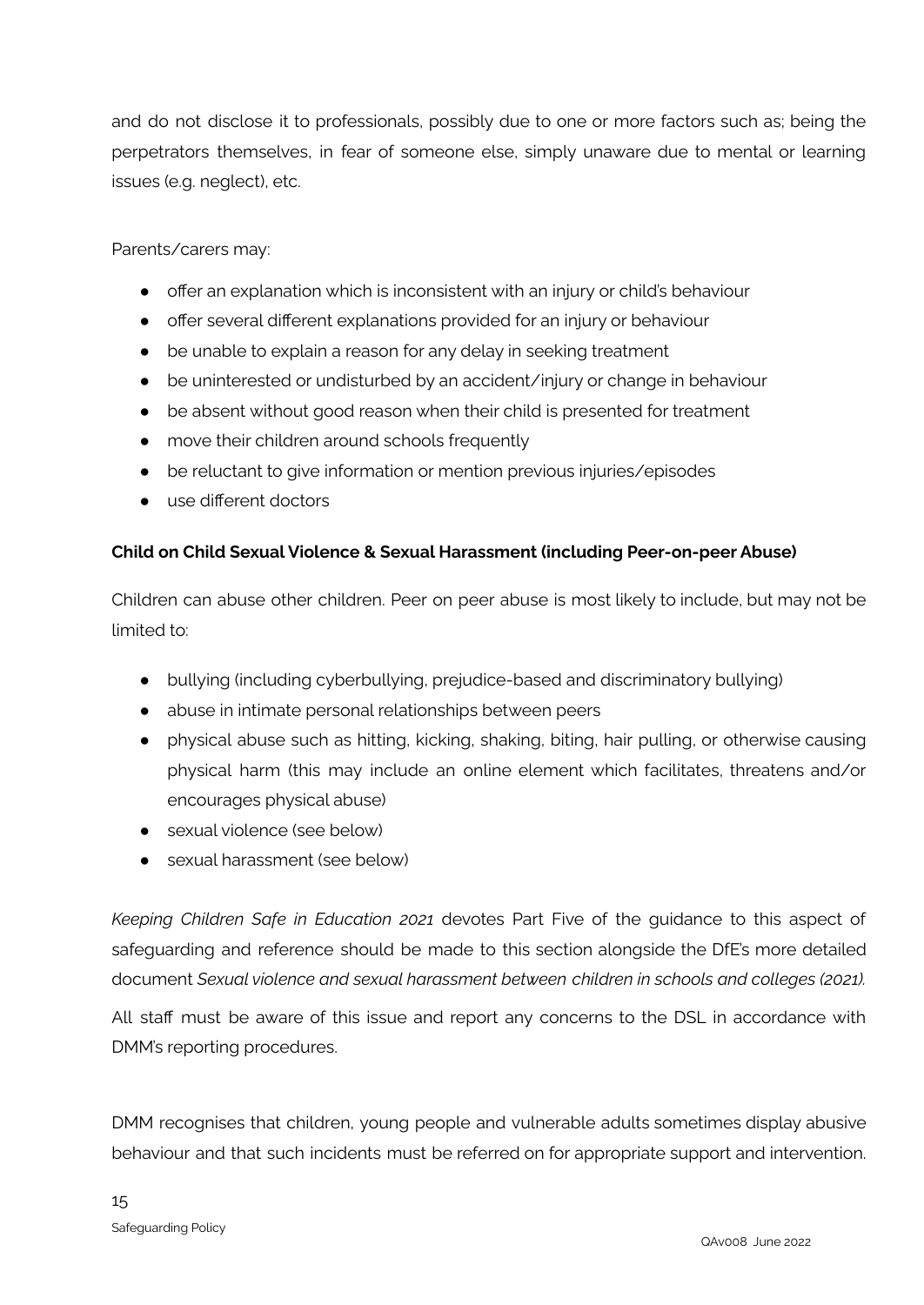and do not disclose it to professionals, possibly due to one or more factors such as; being the perpetrators themselves, in fear of someone else, simply unaware due to mental or learning issues (e.g. neglect), etc.

Parents/carers may:

- offer an explanation which is inconsistent with an injury or child's behaviour
- offer several different explanations provided for an injury or behaviour
- be unable to explain a reason for any delay in seeking treatment
- be uninterested or undisturbed by an accident/injury or change in behaviour
- be absent without good reason when their child is presented for treatment
- move their children around schools frequently
- be reluctant to give information or mention previous injuries/episodes
- use different doctors

**Child on Child Sexual Violence & Sexual Harassment (including Peer-on-peer Abuse)**

Children can abuse other children. Peer on peer abuse is most likely to include, but may not be limited to:

- bullying (including cyberbullying, prejudice-based and discriminatory bullying)
- abuse in intimate personal relationships between peers
- physical abuse such as hitting, kicking, shaking, biting, hair pulling, or otherwise causing physical harm (this may include an online element which facilitates, threatens and/or encourages physical abuse)
- sexual violence (see below)
- sexual harassment (see below)

*Keeping Children Safe in Education 2021* devotes Part Five of the guidance to this aspect of safeguarding and reference should be made to this section alongside the DfE's more detailed document *Sexual violence and sexual harassment between children in schools and colleges (2021).*

All staff must be aware of this issue and report any concerns to the DSL in accordance with DMM's reporting procedures.

DMM recognises that children, young people and vulnerable adults sometimes display abusive behaviour and that such incidents must be referred on for appropriate support and intervention.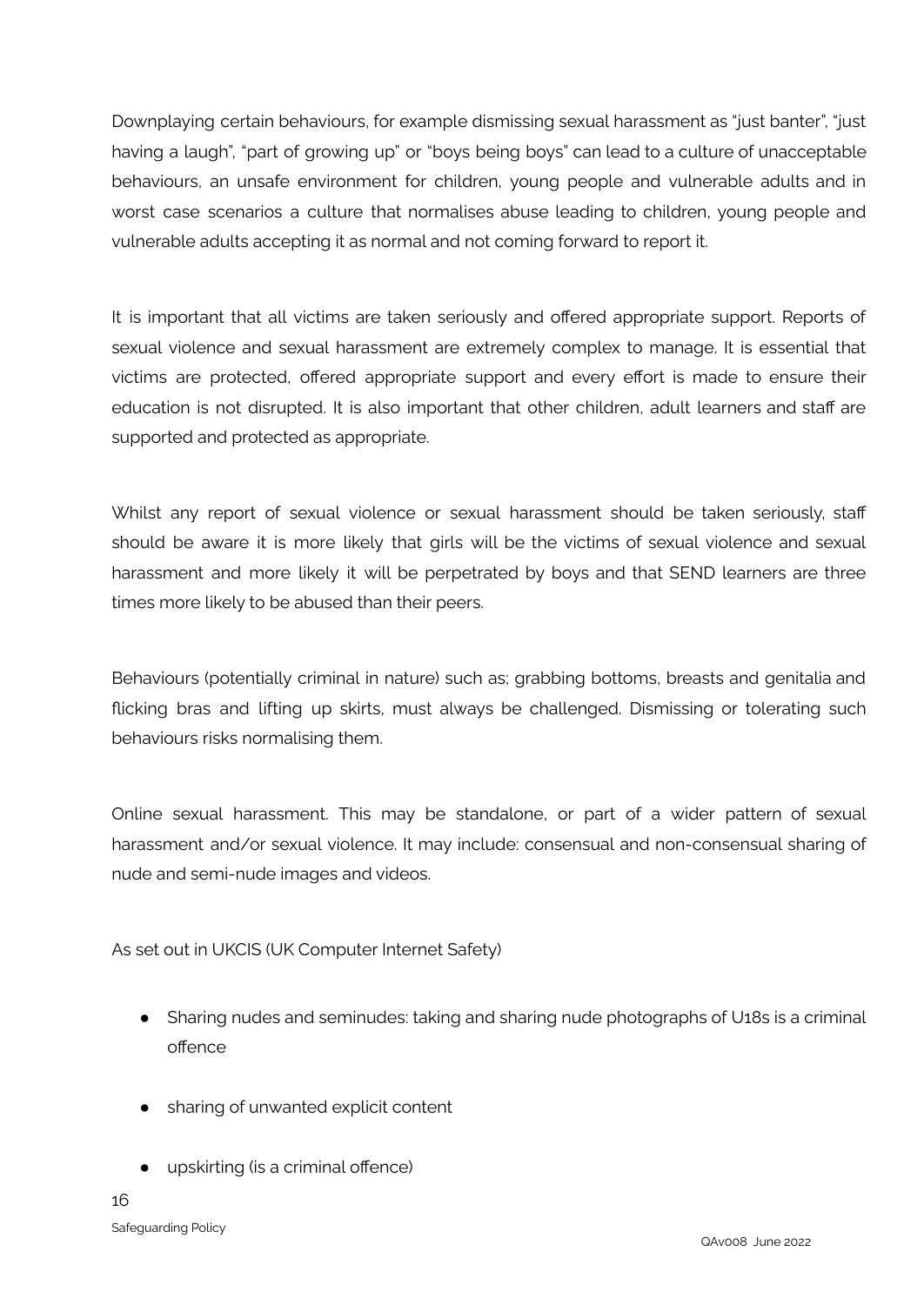Downplaying certain behaviours, for example dismissing sexual harassment as "just banter", "just having a laugh", "part of growing up" or "boys being boys" can lead to a culture of unacceptable behaviours, an unsafe environment for children, young people and vulnerable adults and in worst case scenarios a culture that normalises abuse leading to children, young people and vulnerable adults accepting it as normal and not coming forward to report it.

It is important that all victims are taken seriously and offered appropriate support. Reports of sexual violence and sexual harassment are extremely complex to manage. It is essential that victims are protected, offered appropriate support and every effort is made to ensure their education is not disrupted. It is also important that other children, adult learners and staff are supported and protected as appropriate.

Whilst any report of sexual violence or sexual harassment should be taken seriously, staff should be aware it is more likely that girls will be the victims of sexual violence and sexual harassment and more likely it will be perpetrated by boys and that SEND learners are three times more likely to be abused than their peers.

Behaviours (potentially criminal in nature) such as; grabbing bottoms, breasts and genitalia and flicking bras and lifting up skirts, must always be challenged. Dismissing or tolerating such behaviours risks normalising them.

Online sexual harassment. This may be standalone, or part of a wider pattern of sexual harassment and/or sexual violence. It may include: consensual and non-consensual sharing of nude and semi-nude images and videos.

As set out in UKCIS (UK Computer Internet Safety)

- Sharing nudes and seminudes: taking and sharing nude photographs of U18s is a criminal offence
- sharing of unwanted explicit content
- upskirting (is a criminal offence)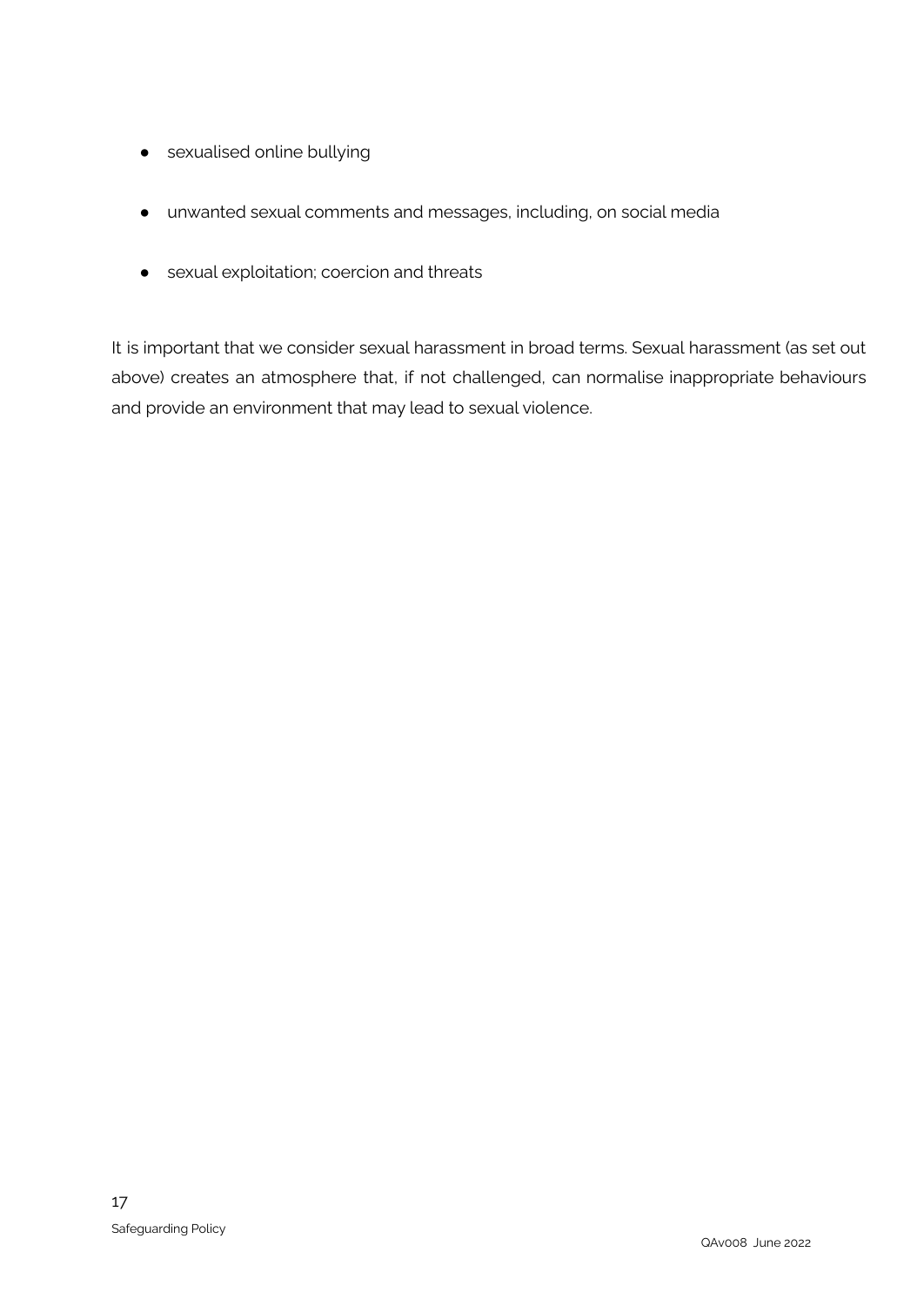- sexualised online bullying
- unwanted sexual comments and messages, including, on social media
- sexual exploitation; coercion and threats

It is important that we consider sexual harassment in broad terms. Sexual harassment (as set out above) creates an atmosphere that, if not challenged, can normalise inappropriate behaviours and provide an environment that may lead to sexual violence.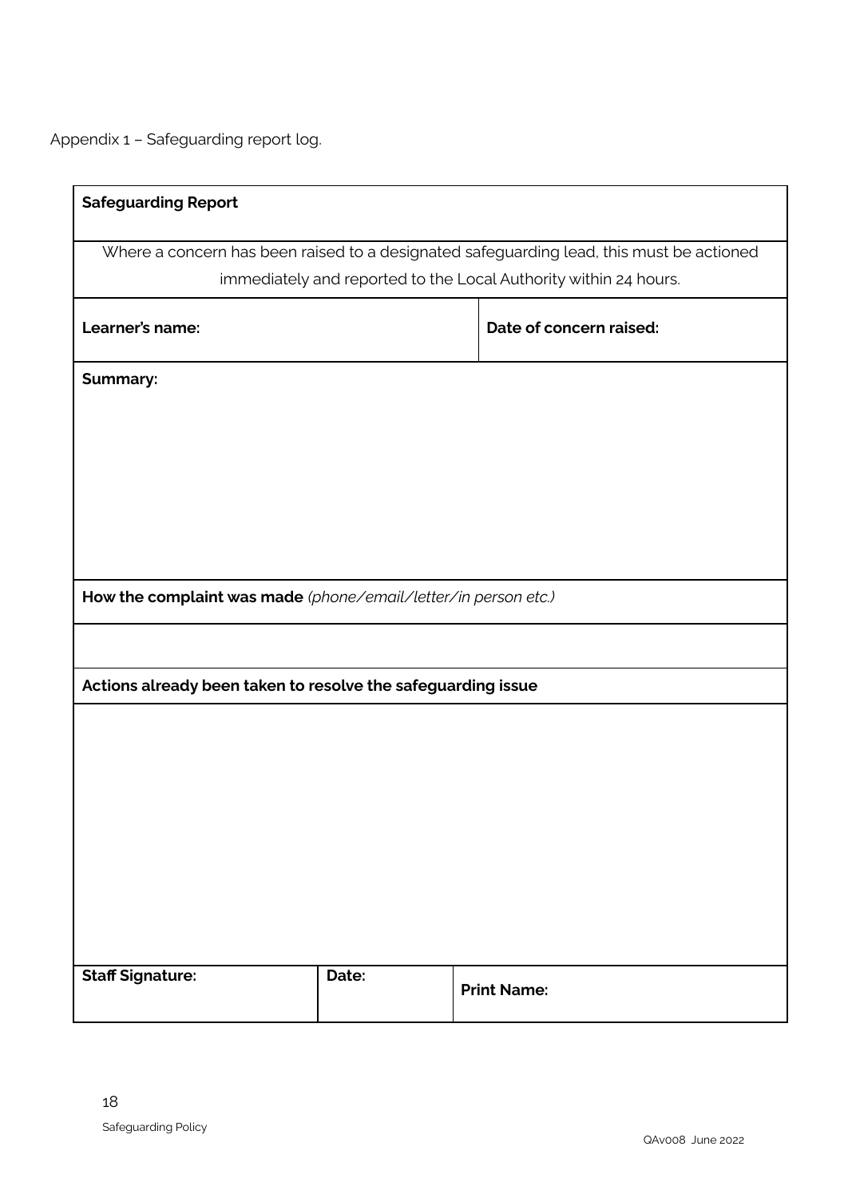Appendix 1 – Safeguarding report log.

| **Safeguarding Report** | | |
|---|---|---|
| Where a concern has been raised to a designated safeguarding lead, this must be actioned immediately and reported to the Local Authority within 24 hours. | | |
| **Learner's name:** | | **Date of concern raised:** |
| **Summary:** | | |
| **How the complaint was made** *(phone/email/letter/in person etc.)* | | |
| | | |
| **Actions already been taken to resolve the safeguarding issue** | | |
| | | |
| **Staff Signature:** | **Date:** | **Print Name:** |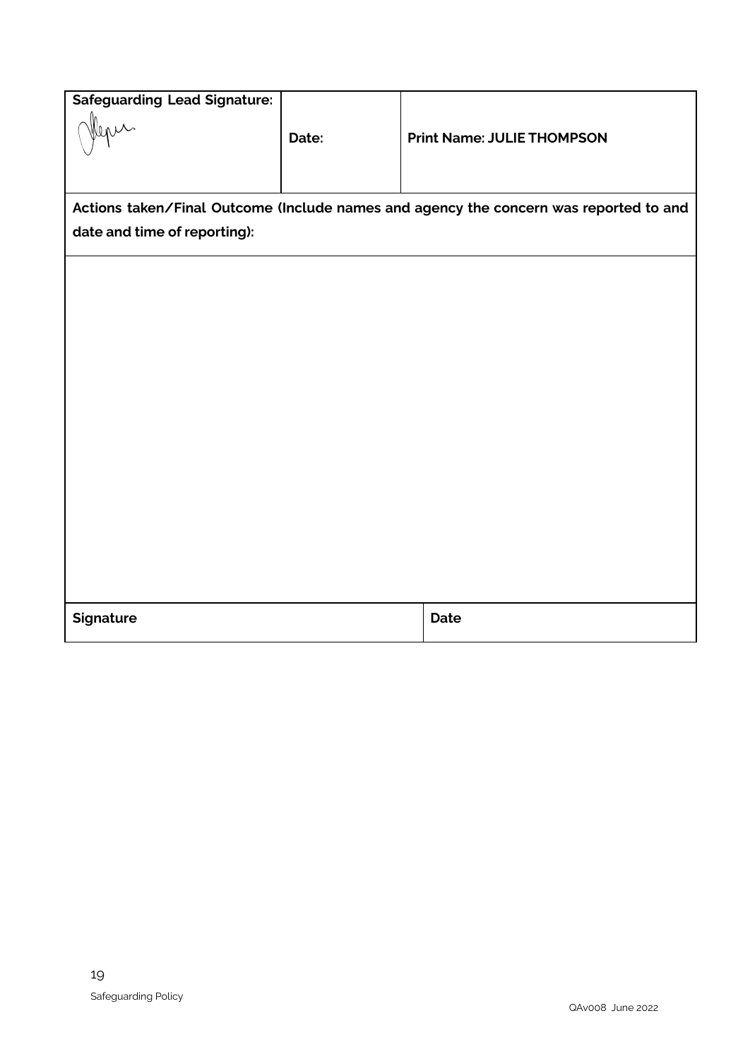| **Safeguarding Lead Signature:** | **Date:** | **Print Name: JULIE THOMPSON** |
|---|---|---|

**Actions taken/Final Outcome (Include names and agency the concern was reported to and date and time of reporting):**

| **Signature** | **Date** |
|---|---|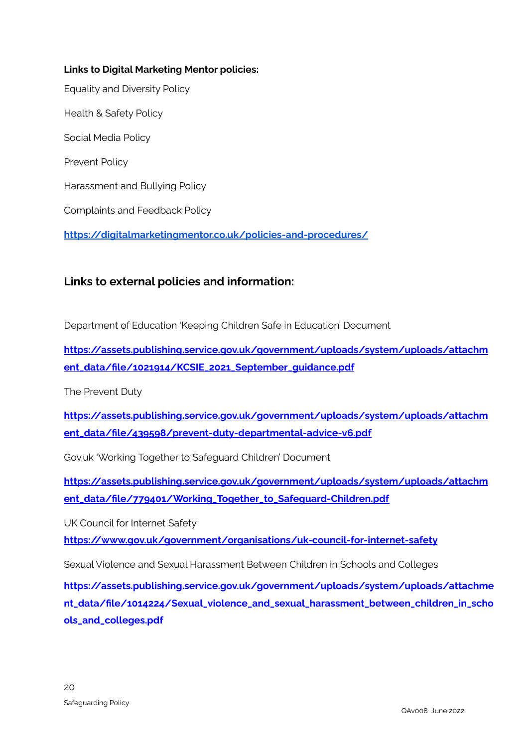**Links to Digital Marketing Mentor policies:**

Equality and Diversity Policy

Health & Safety Policy

Social Media Policy

Prevent Policy

Harassment and Bullying Policy

Complaints and Feedback Policy

**https://digitalmarketingmentor.co.uk/policies-and-procedures/**

## Links to external policies and information:

Department of Education 'Keeping Children Safe in Education' Document

**https://assets.publishing.service.gov.uk/government/uploads/system/uploads/attachment_data/file/1021914/KCSIE_2021_September_guidance.pdf**

The Prevent Duty

**https://assets.publishing.service.gov.uk/government/uploads/system/uploads/attachment_data/file/439598/prevent-duty-departmental-advice-v6.pdf**

Gov.uk 'Working Together to Safeguard Children' Document

**https://assets.publishing.service.gov.uk/government/uploads/system/uploads/attachment_data/file/779401/Working_Together_to_Safeguard-Children.pdf**

UK Council for Internet Safety
**https://www.gov.uk/government/organisations/uk-council-for-internet-safety**

Sexual Violence and Sexual Harassment Between Children in Schools and Colleges

**https://assets.publishing.service.gov.uk/government/uploads/system/uploads/attachment_data/file/1014224/Sexual_violence_and_sexual_harassment_between_children_in_schools_and_colleges.pdf**